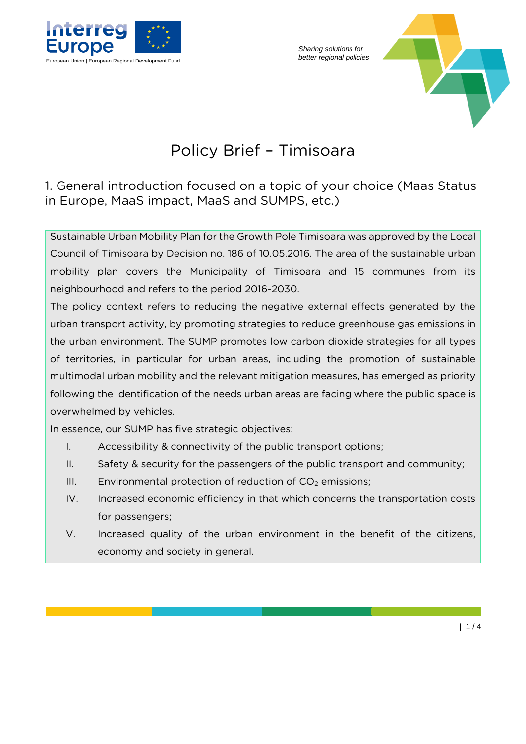# Policy Brief – Timisoara

## 1. General introduction focused on a topic of your choice (Maas Status in Europe, MaaS impact, MaaS and SUMPS, etc.)

Sustainable Urban Mobility Plan for the Growth Pole Timisoara was approved by the Local Council of Timisoara by Decision no. 186 of 10.05.2016. The area of the sustainable urban mobility plan covers the Municipality of Timisoara and 15 communes from its neighbourhood and refers to the period 2016-2030.

The policy context refers to reducing the negative external effects generated by the urban transport activity, by promoting strategies to reduce greenhouse gas emissions in the urban environment. The SUMP promotes low carbon dioxide strategies for all types of territories, in particular for urban areas, including the promotion of sustainable multimodal urban mobility and the relevant mitigation measures, has emerged as priority following the identification of the needs urban areas are facing where the public space is overwhelmed by vehicles.

In essence, our SUMP has five strategic objectives:

I. Accessibility & connectivity of the public transport options;

II. Safety & security for the passengers of the public transport and community;

III. Environmental protection of reduction of $CO_2$ emissions;

IV. Increased economic efficiency in that which concerns the transportation costs for passengers;

V. Increased quality of the urban environment in the benefit of the citizens, economy and society in general.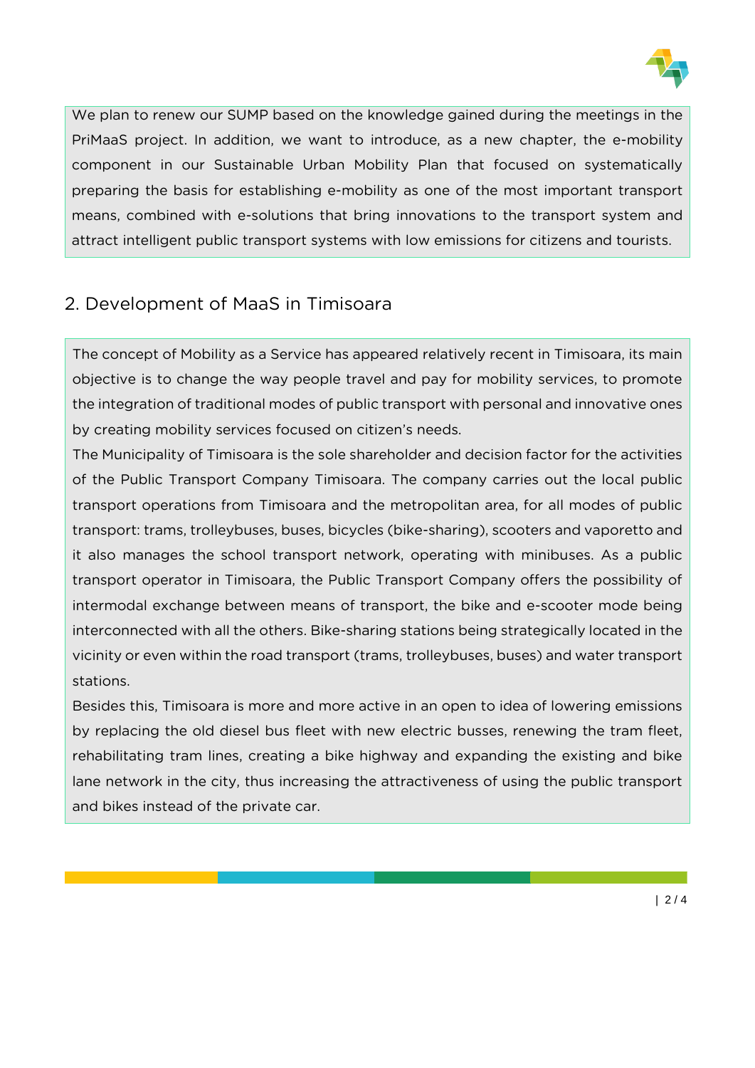We plan to renew our SUMP based on the knowledge gained during the meetings in the PriMaaS project. In addition, we want to introduce, as a new chapter, the e-mobility component in our Sustainable Urban Mobility Plan that focused on systematically preparing the basis for establishing e-mobility as one of the most important transport means, combined with e-solutions that bring innovations to the transport system and attract intelligent public transport systems with low emissions for citizens and tourists.

## 2. Development of MaaS in Timisoara

The concept of Mobility as a Service has appeared relatively recent in Timisoara, its main objective is to change the way people travel and pay for mobility services, to promote the integration of traditional modes of public transport with personal and innovative ones by creating mobility services focused on citizen's needs.

The Municipality of Timisoara is the sole shareholder and decision factor for the activities of the Public Transport Company Timisoara. The company carries out the local public transport operations from Timisoara and the metropolitan area, for all modes of public transport: trams, trolleybuses, buses, bicycles (bike-sharing), scooters and vaporetto and it also manages the school transport network, operating with minibuses. As a public transport operator in Timisoara, the Public Transport Company offers the possibility of intermodal exchange between means of transport, the bike and e-scooter mode being interconnected with all the others. Bike-sharing stations being strategically located in the vicinity or even within the road transport (trams, trolleybuses, buses) and water transport stations.

Besides this, Timisoara is more and more active in an open to idea of lowering emissions by replacing the old diesel bus fleet with new electric busses, renewing the tram fleet, rehabilitating tram lines, creating a bike highway and expanding the existing and bike lane network in the city, thus increasing the attractiveness of using the public transport and bikes instead of the private car.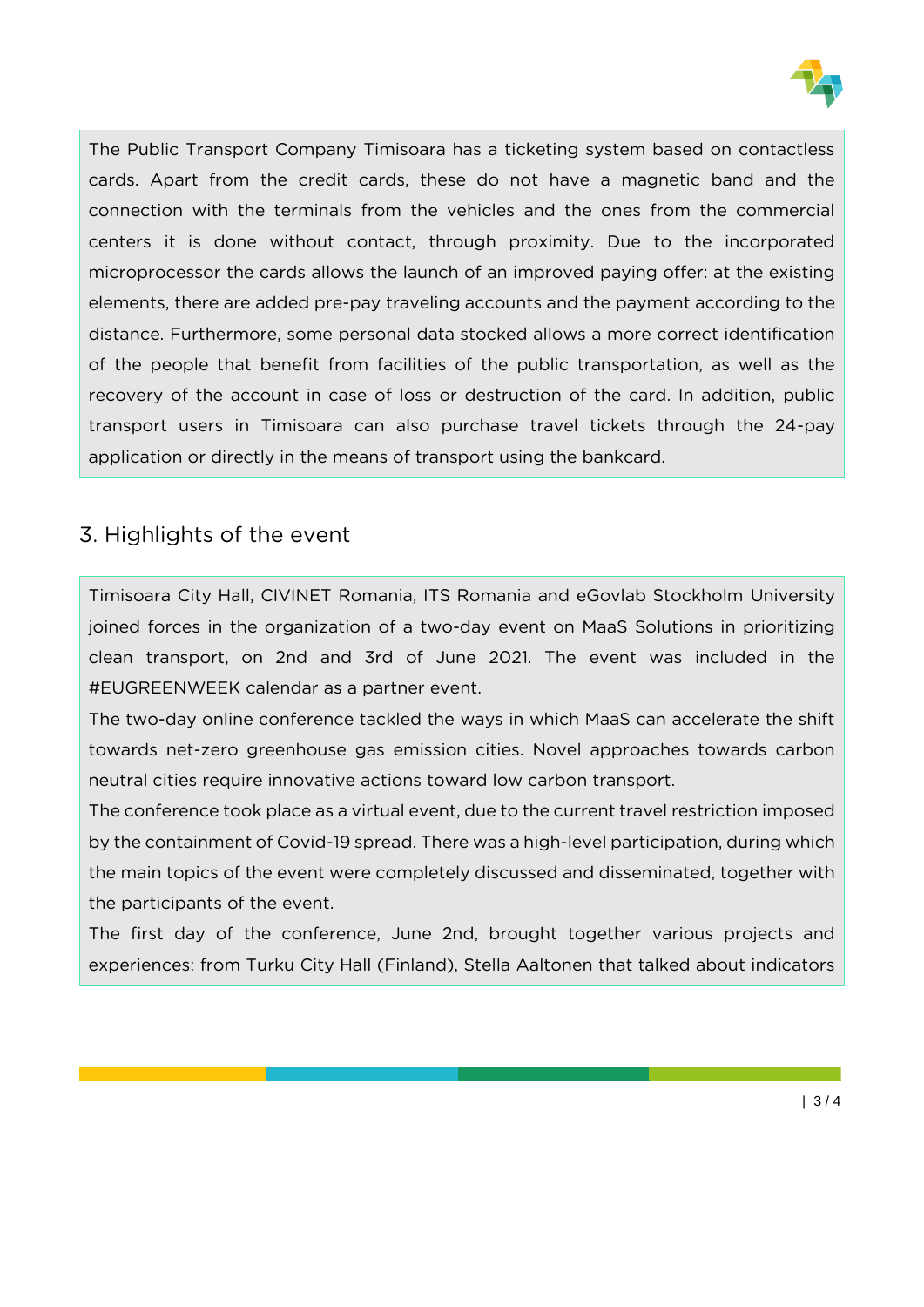The Public Transport Company Timisoara has a ticketing system based on contactless cards. Apart from the credit cards, these do not have a magnetic band and the connection with the terminals from the vehicles and the ones from the commercial centers it is done without contact, through proximity. Due to the incorporated microprocessor the cards allows the launch of an improved paying offer: at the existing elements, there are added pre-pay traveling accounts and the payment according to the distance. Furthermore, some personal data stocked allows a more correct identification of the people that benefit from facilities of the public transportation, as well as the recovery of the account in case of loss or destruction of the card. In addition, public transport users in Timisoara can also purchase travel tickets through the 24-pay application or directly in the means of transport using the bankcard.

## 3. Highlights of the event

Timisoara City Hall, CIVINET Romania, ITS Romania and eGovlab Stockholm University joined forces in the organization of a two-day event on MaaS Solutions in prioritizing clean transport, on 2nd and 3rd of June 2021. The event was included in the #EUGREENWEEK calendar as a partner event.

The two-day online conference tackled the ways in which MaaS can accelerate the shift towards net-zero greenhouse gas emission cities. Novel approaches towards carbon neutral cities require innovative actions toward low carbon transport.

The conference took place as a virtual event, due to the current travel restriction imposed by the containment of Covid-19 spread. There was a high-level participation, during which the main topics of the event were completely discussed and disseminated, together with the participants of the event.

The first day of the conference, June 2nd, brought together various projects and experiences: from Turku City Hall (Finland), Stella Aaltonen that talked about indicators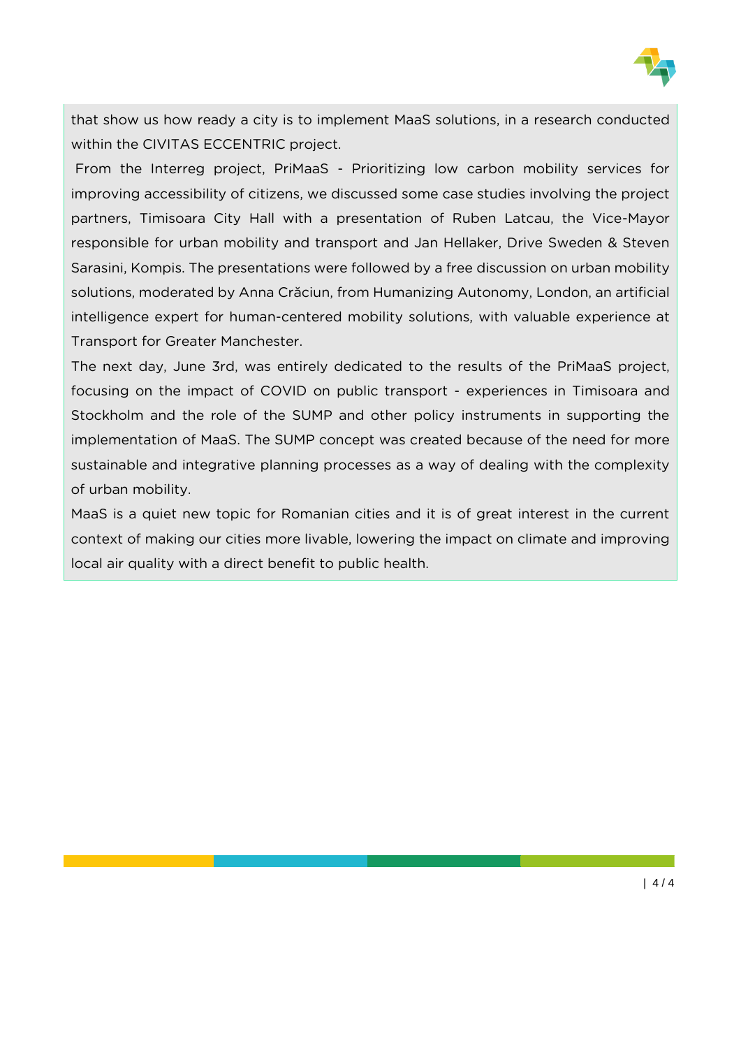that show us how ready a city is to implement MaaS solutions, in a research conducted within the CIVITAS ECCENTRIC project.

From the Interreg project, PriMaaS - Prioritizing low carbon mobility services for improving accessibility of citizens, we discussed some case studies involving the project partners, Timisoara City Hall with a presentation of Ruben Latcau, the Vice-Mayor responsible for urban mobility and transport and Jan Hellaker, Drive Sweden & Steven Sarasini, Kompis. The presentations were followed by a free discussion on urban mobility solutions, moderated by Anna Crăciun, from Humanizing Autonomy, London, an artificial intelligence expert for human-centered mobility solutions, with valuable experience at Transport for Greater Manchester.

The next day, June 3rd, was entirely dedicated to the results of the PriMaaS project, focusing on the impact of COVID on public transport - experiences in Timisoara and Stockholm and the role of the SUMP and other policy instruments in supporting the implementation of MaaS. The SUMP concept was created because of the need for more sustainable and integrative planning processes as a way of dealing with the complexity of urban mobility.

MaaS is a quiet new topic for Romanian cities and it is of great interest in the current context of making our cities more livable, lowering the impact on climate and improving local air quality with a direct benefit to public health.